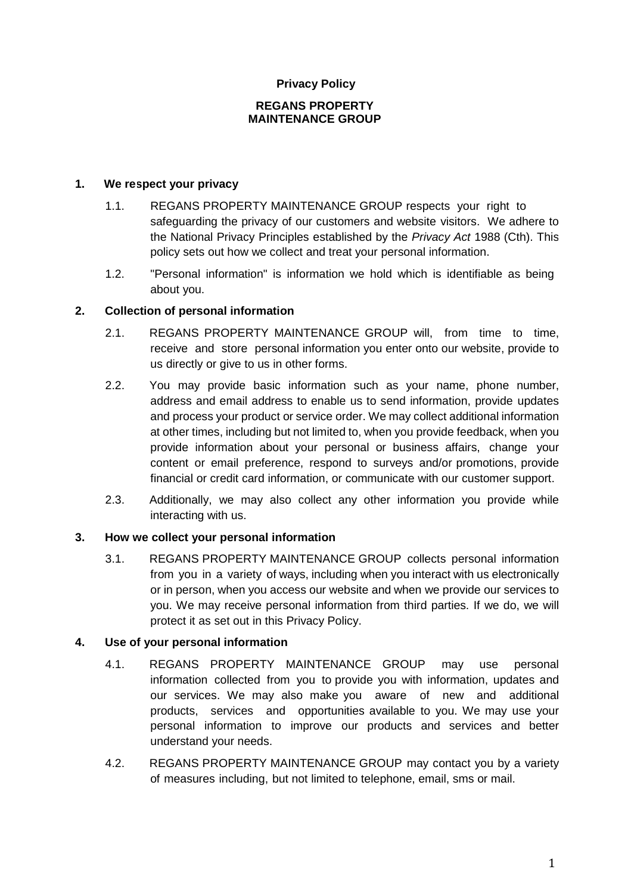# Privacy Policy

## REGANS PROPERTY MAINTENANCE GROUP

### 1. We respect your privacy

1.1. REGANS PROPERTY MAINTENANCE GROUP respects your right to safeguarding the privacy of our customers and website visitors. We adhere to the National Privacy Principles established by the *Privacy Act* 1988 (Cth). This policy sets out how we collect and treat your personal information.

1.2. "Personal information" is information we hold which is identifiable as being about you.

### 2. Collection of personal information

2.1. REGANS PROPERTY MAINTENANCE GROUP will, from time to time, receive and store personal information you enter onto our website, provide to us directly or give to us in other forms.

2.2. You may provide basic information such as your name, phone number, address and email address to enable us to send information, provide updates and process your product or service order. We may collect additional information at other times, including but not limited to, when you provide feedback, when you provide information about your personal or business affairs, change your content or email preference, respond to surveys and/or promotions, provide financial or credit card information, or communicate with our customer support.

2.3. Additionally, we may also collect any other information you provide while interacting with us.

### 3. How we collect your personal information

3.1. REGANS PROPERTY MAINTENANCE GROUP collects personal information from you in a variety of ways, including when you interact with us electronically or in person, when you access our website and when we provide our services to you. We may receive personal information from third parties. If we do, we will protect it as set out in this Privacy Policy.

### 4. Use of your personal information

4.1. REGANS PROPERTY MAINTENANCE GROUP may use personal information collected from you to provide you with information, updates and our services. We may also make you aware of new and additional products, services and opportunities available to you. We may use your personal information to improve our products and services and better understand your needs.

4.2. REGANS PROPERTY MAINTENANCE GROUP may contact you by a variety of measures including, but not limited to telephone, email, sms or mail.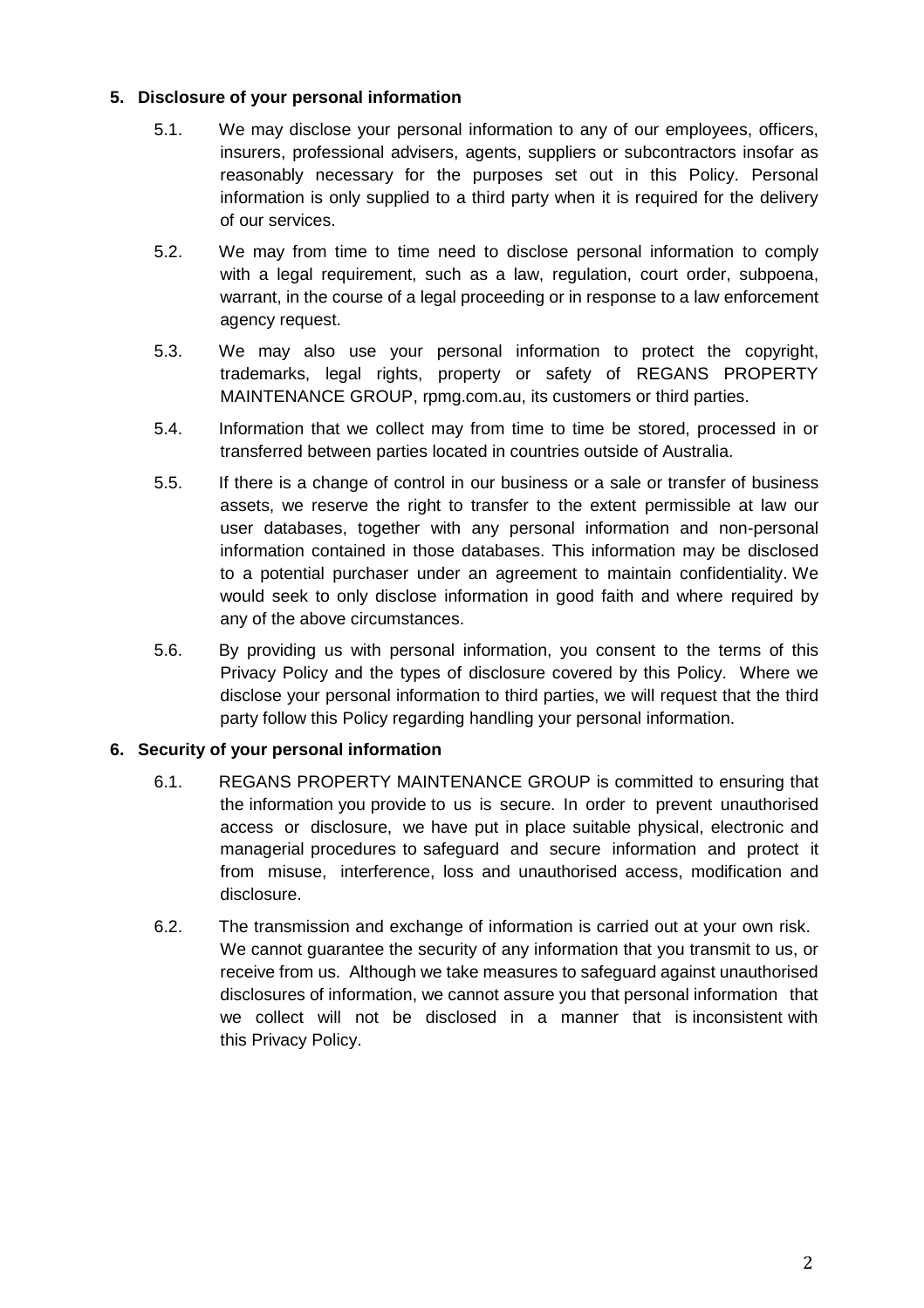## 5. Disclosure of your personal information

5.1. We may disclose your personal information to any of our employees, officers, insurers, professional advisers, agents, suppliers or subcontractors insofar as reasonably necessary for the purposes set out in this Policy. Personal information is only supplied to a third party when it is required for the delivery of our services.

5.2. We may from time to time need to disclose personal information to comply with a legal requirement, such as a law, regulation, court order, subpoena, warrant, in the course of a legal proceeding or in response to a law enforcement agency request.

5.3. We may also use your personal information to protect the copyright, trademarks, legal rights, property or safety of REGANS PROPERTY MAINTENANCE GROUP, rpmg.com.au, its customers or third parties.

5.4. Information that we collect may from time to time be stored, processed in or transferred between parties located in countries outside of Australia.

5.5. If there is a change of control in our business or a sale or transfer of business assets, we reserve the right to transfer to the extent permissible at law our user databases, together with any personal information and non-personal information contained in those databases. This information may be disclosed to a potential purchaser under an agreement to maintain confidentiality. We would seek to only disclose information in good faith and where required by any of the above circumstances.

5.6. By providing us with personal information, you consent to the terms of this Privacy Policy and the types of disclosure covered by this Policy. Where we disclose your personal information to third parties, we will request that the third party follow this Policy regarding handling your personal information.

## 6. Security of your personal information

6.1. REGANS PROPERTY MAINTENANCE GROUP is committed to ensuring that the information you provide to us is secure. In order to prevent unauthorised access or disclosure, we have put in place suitable physical, electronic and managerial procedures to safeguard and secure information and protect it from misuse, interference, loss and unauthorised access, modification and disclosure.

6.2. The transmission and exchange of information is carried out at your own risk. We cannot guarantee the security of any information that you transmit to us, or receive from us. Although we take measures to safeguard against unauthorised disclosures of information, we cannot assure you that personal information that we collect will not be disclosed in a manner that is inconsistent with this Privacy Policy.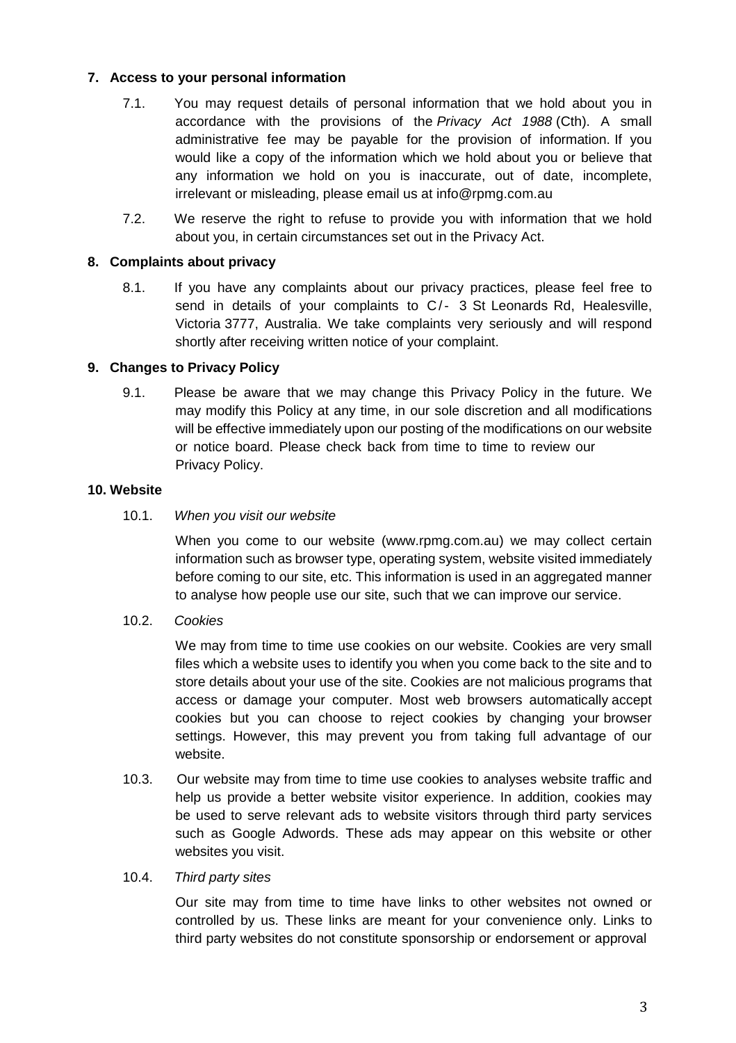## 7. Access to your personal information

7.1. You may request details of personal information that we hold about you in accordance with the provisions of the *Privacy Act 1988* (Cth). A small administrative fee may be payable for the provision of information. If you would like a copy of the information which we hold about you or believe that any information we hold on you is inaccurate, out of date, incomplete, irrelevant or misleading, please email us at info@rpmg.com.au

7.2. We reserve the right to refuse to provide you with information that we hold about you, in certain circumstances set out in the Privacy Act.

## 8. Complaints about privacy

8.1. If you have any complaints about our privacy practices, please feel free to send in details of your complaints to C/- 3 St Leonards Rd, Healesville, Victoria 3777, Australia. We take complaints very seriously and will respond shortly after receiving written notice of your complaint.

## 9. Changes to Privacy Policy

9.1. Please be aware that we may change this Privacy Policy in the future. We may modify this Policy at any time, in our sole discretion and all modifications will be effective immediately upon our posting of the modifications on our website or notice board. Please check back from time to time to review our Privacy Policy.

## 10. Website

10.1. *When you visit our website*

When you come to our website (www.rpmg.com.au) we may collect certain information such as browser type, operating system, website visited immediately before coming to our site, etc. This information is used in an aggregated manner to analyse how people use our site, such that we can improve our service.

10.2. *Cookies*

We may from time to time use cookies on our website. Cookies are very small files which a website uses to identify you when you come back to the site and to store details about your use of the site. Cookies are not malicious programs that access or damage your computer. Most web browsers automatically accept cookies but you can choose to reject cookies by changing your browser settings. However, this may prevent you from taking full advantage of our website.

10.3. Our website may from time to time use cookies to analyses website traffic and help us provide a better website visitor experience. In addition, cookies may be used to serve relevant ads to website visitors through third party services such as Google Adwords. These ads may appear on this website or other websites you visit.

10.4. *Third party sites*

Our site may from time to time have links to other websites not owned or controlled by us. These links are meant for your convenience only. Links to third party websites do not constitute sponsorship or endorsement or approval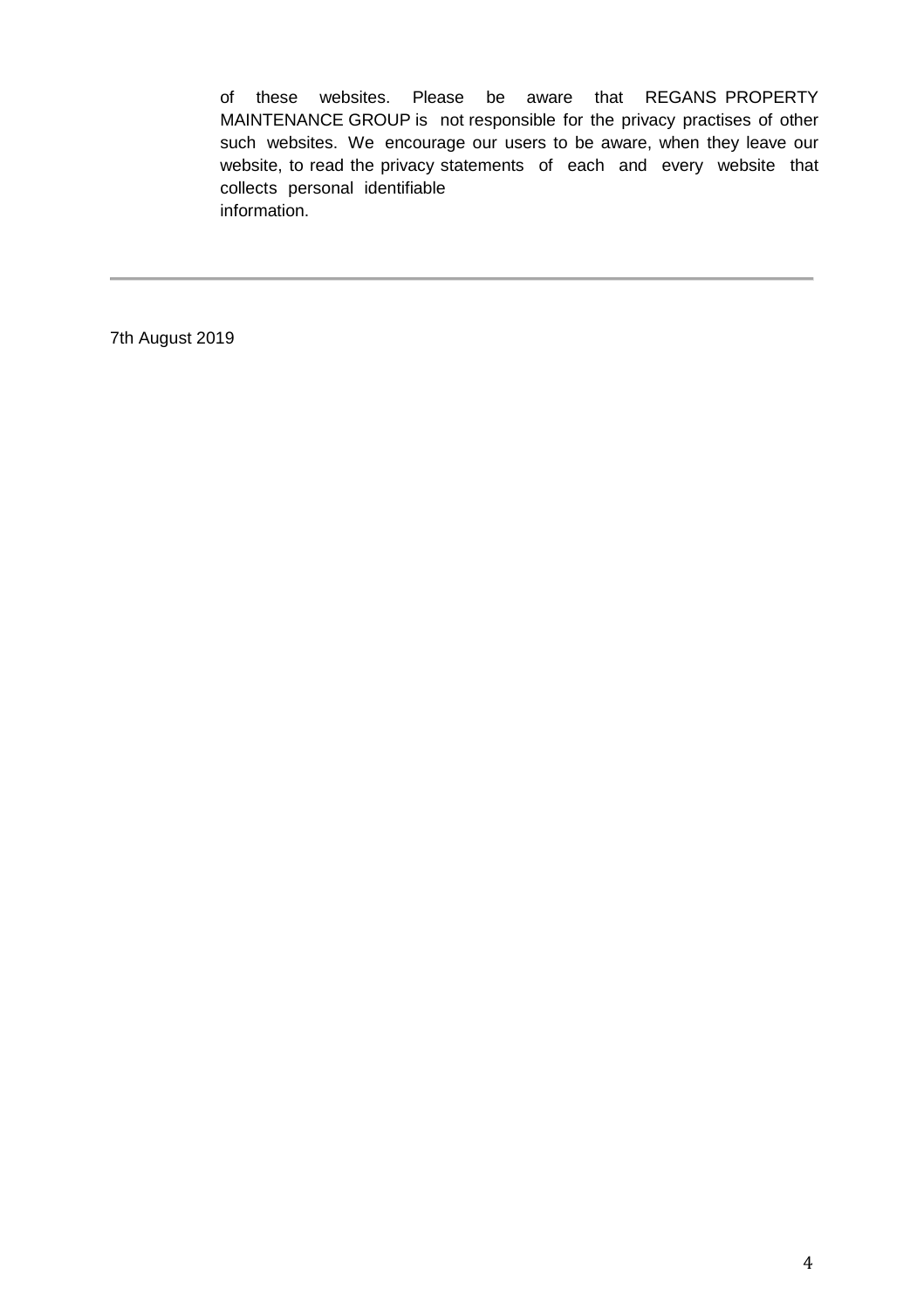of these websites. Please be aware that REGANS PROPERTY MAINTENANCE GROUP is not responsible for the privacy practises of other such websites. We encourage our users to be aware, when they leave our website, to read the privacy statements of each and every website that collects personal identifiable information.

---

7th August 2019